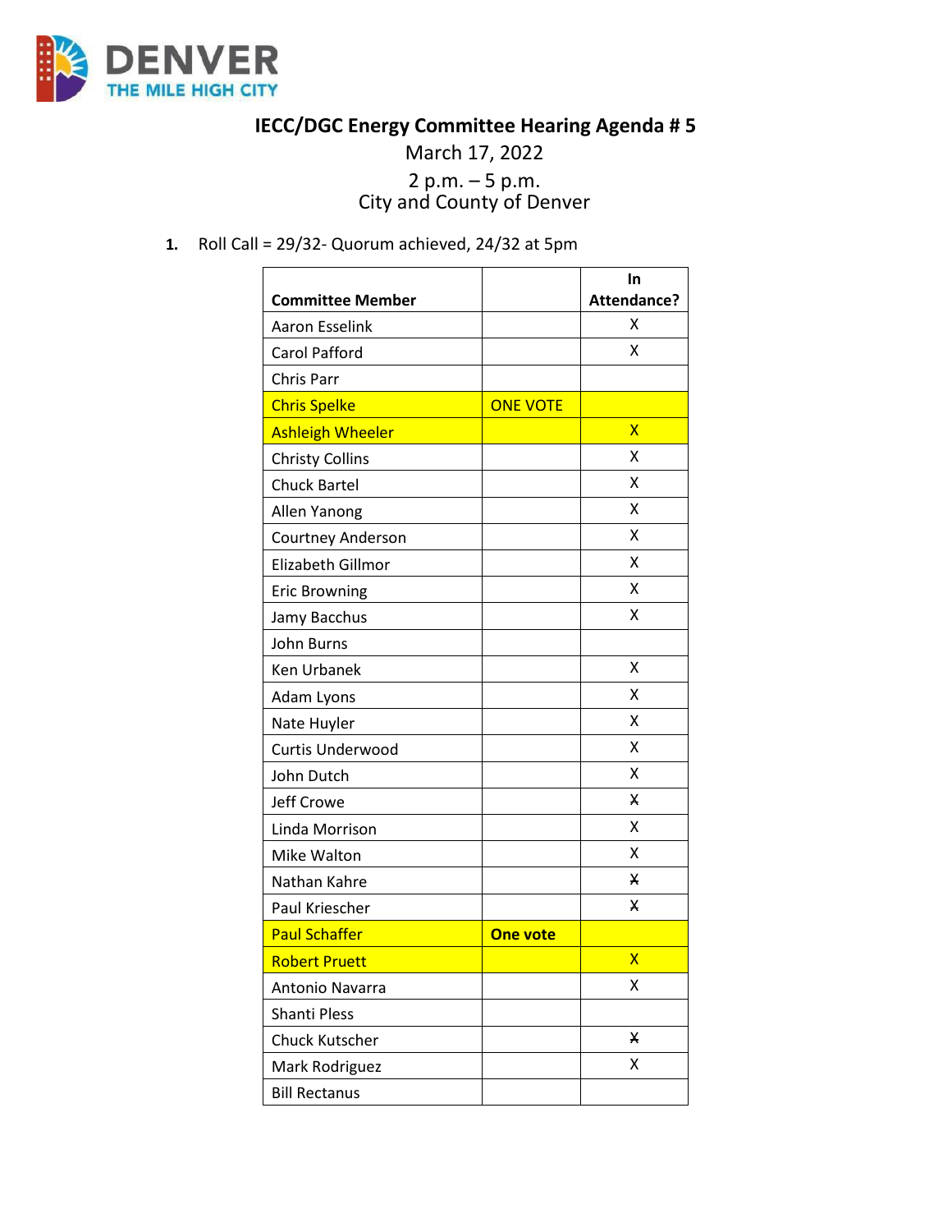# IECC/DGC Energy Committee Hearing Agenda # 5

March 17, 2022

2 p.m. – 5 p.m.
City and County of Denver

1. Roll Call = 29/32- Quorum achieved, 24/32 at 5pm

| Committee Member | | In Attendance? |
|---|---|---|
| Aaron Esselink | | X |
| Carol Pafford | | X |
| Chris Parr | | |
| Chris Spelke | ONE VOTE | |
| Ashleigh Wheeler | | X |
| Christy Collins | | X |
| Chuck Bartel | | X |
| Allen Yanong | | X |
| Courtney Anderson | | X |
| Elizabeth Gillmor | | X |
| Eric Browning | | X |
| Jamy Bacchus | | X |
| John Burns | | |
| Ken Urbanek | | X |
| Adam Lyons | | X |
| Nate Huyler | | X |
| Curtis Underwood | | X |
| John Dutch | | X |
| Jeff Crowe | | X |
| Linda Morrison | | X |
| Mike Walton | | X |
| Nathan Kahre | | X |
| Paul Kriescher | | X |
| Paul Schaffer | **One vote** | |
| Robert Pruett | | X |
| Antonio Navarra | | X |
| Shanti Pless | | |
| Chuck Kutscher | | X |
| Mark Rodriguez | | X |
| Bill Rectanus | | |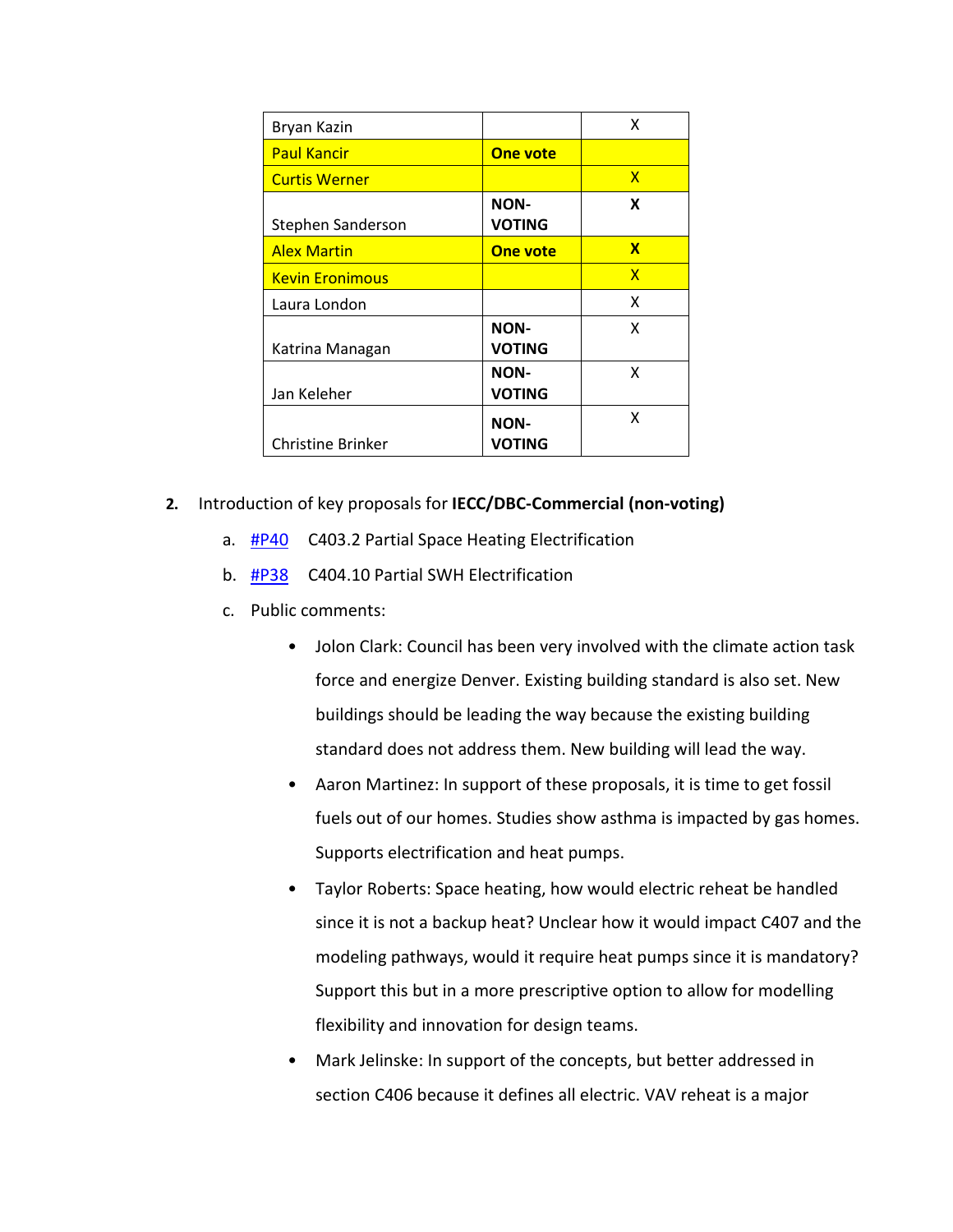| | | |
|---|---|---|
| Bryan Kazin | | X |
| Paul Kancir | **One vote** | |
| Curtis Werner | | X |
| Stephen Sanderson | **NON-VOTING** | **X** |
| Alex Martin | **One vote** | **X** |
| Kevin Eronimous | | X |
| Laura London | | X |
| Katrina Managan | **NON-VOTING** | X |
| Jan Keleher | **NON-VOTING** | X |
| Christine Brinker | **NON-VOTING** | X |

2. Introduction of key proposals for **IECC/DBC-Commercial (non-voting)**

   a. #P40 C403.2 Partial Space Heating Electrification

   b. #P38 C404.10 Partial SWH Electrification

   c. Public comments:

      - Jolon Clark: Council has been very involved with the climate action task force and energize Denver. Existing building standard is also set. New buildings should be leading the way because the existing building standard does not address them. New building will lead the way.
      - Aaron Martinez: In support of these proposals, it is time to get fossil fuels out of our homes. Studies show asthma is impacted by gas homes. Supports electrification and heat pumps.
      - Taylor Roberts: Space heating, how would electric reheat be handled since it is not a backup heat? Unclear how it would impact C407 and the modeling pathways, would it require heat pumps since it is mandatory? Support this but in a more prescriptive option to allow for modelling flexibility and innovation for design teams.
      - Mark Jelinske: In support of the concepts, but better addressed in section C406 because it defines all electric. VAV reheat is a major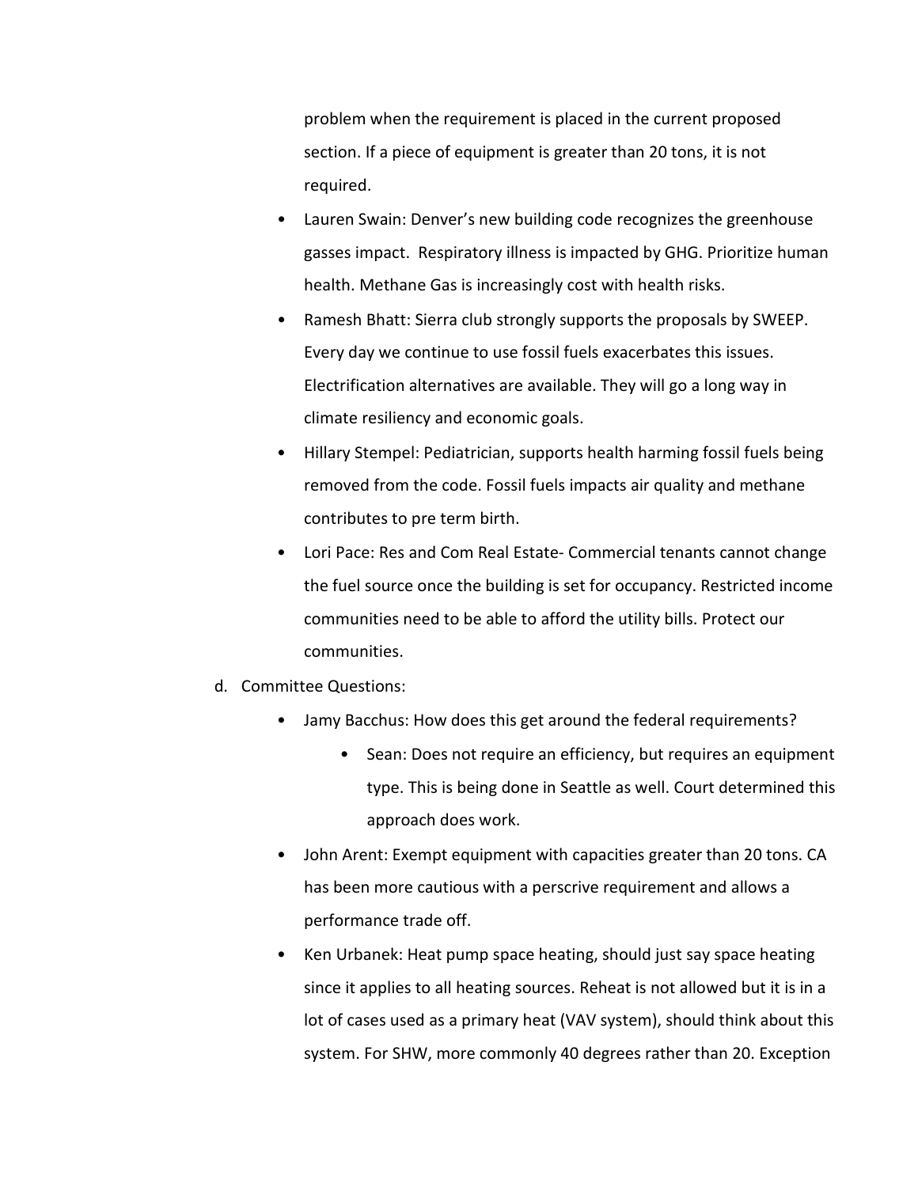problem when the requirement is placed in the current proposed section. If a piece of equipment is greater than 20 tons, it is not required.

- Lauren Swain: Denver's new building code recognizes the greenhouse gasses impact. Respiratory illness is impacted by GHG. Prioritize human health. Methane Gas is increasingly cost with health risks.
- Ramesh Bhatt: Sierra club strongly supports the proposals by SWEEP. Every day we continue to use fossil fuels exacerbates this issues. Electrification alternatives are available. They will go a long way in climate resiliency and economic goals.
- Hillary Stempel: Pediatrician, supports health harming fossil fuels being removed from the code. Fossil fuels impacts air quality and methane contributes to pre term birth.
- Lori Pace: Res and Com Real Estate- Commercial tenants cannot change the fuel source once the building is set for occupancy. Restricted income communities need to be able to afford the utility bills. Protect our communities.

d. Committee Questions:

- Jamy Bacchus: How does this get around the federal requirements?
    - Sean: Does not require an efficiency, but requires an equipment type. This is being done in Seattle as well. Court determined this approach does work.
- John Arent: Exempt equipment with capacities greater than 20 tons. CA has been more cautious with a perscrive requirement and allows a performance trade off.
- Ken Urbanek: Heat pump space heating, should just say space heating since it applies to all heating sources. Reheat is not allowed but it is in a lot of cases used as a primary heat (VAV system), should think about this system. For SHW, more commonly 40 degrees rather than 20. Exception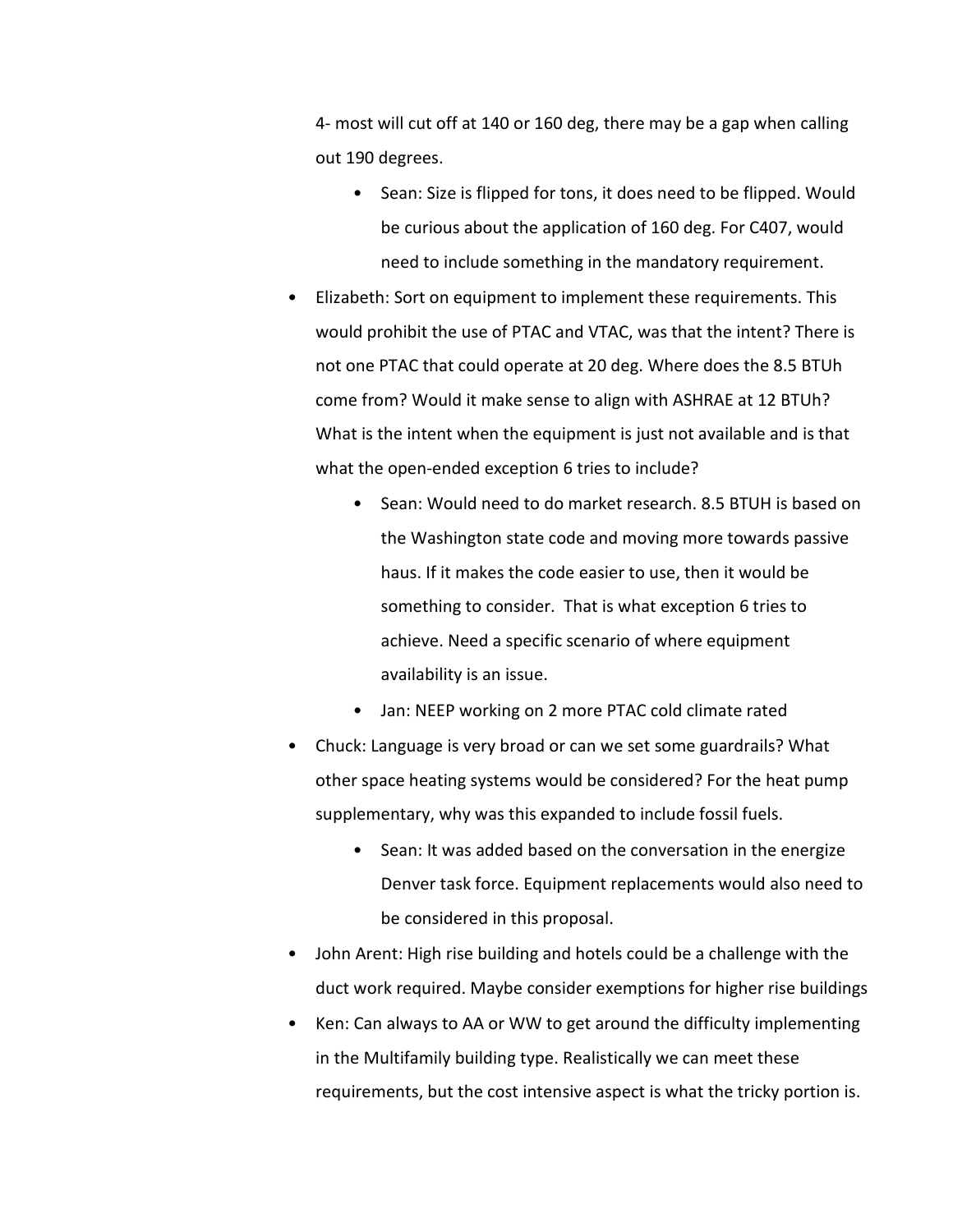4- most will cut off at 140 or 160 deg, there may be a gap when calling out 190 degrees.

  - Sean: Size is flipped for tons, it does need to be flipped. Would be curious about the application of 160 deg. For C407, would need to include something in the mandatory requirement.

- Elizabeth: Sort on equipment to implement these requirements. This would prohibit the use of PTAC and VTAC, was that the intent? There is not one PTAC that could operate at 20 deg. Where does the 8.5 BTUh come from? Would it make sense to align with ASHRAE at 12 BTUh? What is the intent when the equipment is just not available and is that what the open-ended exception 6 tries to include?
  - Sean: Would need to do market research. 8.5 BTUH is based on the Washington state code and moving more towards passive haus. If it makes the code easier to use, then it would be something to consider. That is what exception 6 tries to achieve. Need a specific scenario of where equipment availability is an issue.
  - Jan: NEEP working on 2 more PTAC cold climate rated
- Chuck: Language is very broad or can we set some guardrails? What other space heating systems would be considered? For the heat pump supplementary, why was this expanded to include fossil fuels.
  - Sean: It was added based on the conversation in the energize Denver task force. Equipment replacements would also need to be considered in this proposal.
- John Arent: High rise building and hotels could be a challenge with the duct work required. Maybe consider exemptions for higher rise buildings
- Ken: Can always to AA or WW to get around the difficulty implementing in the Multifamily building type. Realistically we can meet these requirements, but the cost intensive aspect is what the tricky portion is.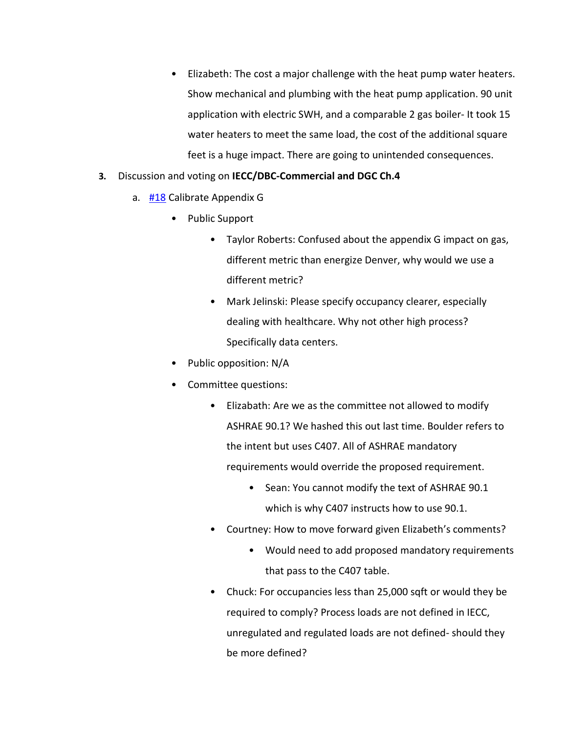- Elizabeth: The cost a major challenge with the heat pump water heaters. Show mechanical and plumbing with the heat pump application. 90 unit application with electric SWH, and a comparable 2 gas boiler- It took 15 water heaters to meet the same load, the cost of the additional square feet is a huge impact. There are going to unintended consequences.

3. Discussion and voting on **IECC/DBC-Commercial and DGC Ch.4**
    a. #18 Calibrate Appendix G
        - Public Support
            - Taylor Roberts: Confused about the appendix G impact on gas, different metric than energize Denver, why would we use a different metric?
            - Mark Jelinski: Please specify occupancy clearer, especially dealing with healthcare. Why not other high process? Specifically data centers.
        - Public opposition: N/A
        - Committee questions:
            - Elizabath: Are we as the committee not allowed to modify ASHRAE 90.1? We hashed this out last time. Boulder refers to the intent but uses C407. All of ASHRAE mandatory requirements would override the proposed requirement.
                - Sean: You cannot modify the text of ASHRAE 90.1 which is why C407 instructs how to use 90.1.
            - Courtney: How to move forward given Elizabeth's comments?
                - Would need to add proposed mandatory requirements that pass to the C407 table.
            - Chuck: For occupancies less than 25,000 sqft or would they be required to comply? Process loads are not defined in IECC, unregulated and regulated loads are not defined- should they be more defined?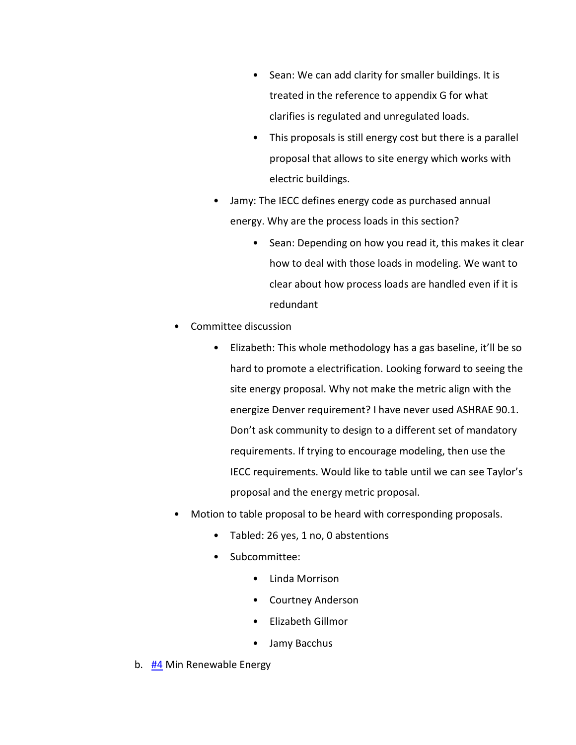- Sean: We can add clarity for smaller buildings. It is treated in the reference to appendix G for what clarifies is regulated and unregulated loads.
        - This proposals is still energy cost but there is a parallel proposal that allows to site energy which works with electric buildings.
    - Jamy: The IECC defines energy code as purchased annual energy. Why are the process loads in this section?
        - Sean: Depending on how you read it, this makes it clear how to deal with those loads in modeling. We want to clear about how process loads are handled even if it is redundant
- Committee discussion
    - Elizabeth: This whole methodology has a gas baseline, it'll be so hard to promote a electrification. Looking forward to seeing the site energy proposal. Why not make the metric align with the energize Denver requirement? I have never used ASHRAE 90.1. Don't ask community to design to a different set of mandatory requirements. If trying to encourage modeling, then use the IECC requirements. Would like to table until we can see Taylor's proposal and the energy metric proposal.
- Motion to table proposal to be heard with corresponding proposals.
    - Tabled: 26 yes, 1 no, 0 abstentions
    - Subcommittee:
        - Linda Morrison
        - Courtney Anderson
        - Elizabeth Gillmor
        - Jamy Bacchus

b. #4 Min Renewable Energy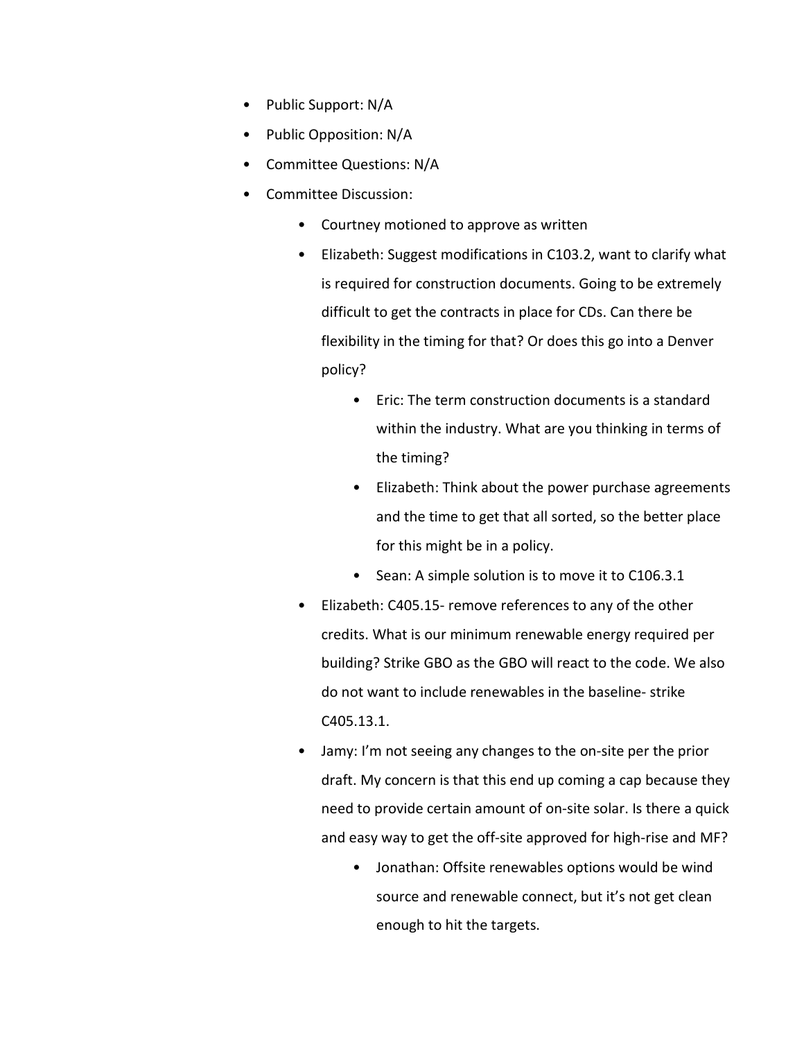- Public Support: N/A
- Public Opposition: N/A
- Committee Questions: N/A
- Committee Discussion:
    - Courtney motioned to approve as written
    - Elizabeth: Suggest modifications in C103.2, want to clarify what is required for construction documents. Going to be extremely difficult to get the contracts in place for CDs. Can there be flexibility in the timing for that? Or does this go into a Denver policy?
        - Eric: The term construction documents is a standard within the industry. What are you thinking in terms of the timing?
        - Elizabeth: Think about the power purchase agreements and the time to get that all sorted, so the better place for this might be in a policy.
        - Sean: A simple solution is to move it to C106.3.1
    - Elizabeth: C405.15- remove references to any of the other credits. What is our minimum renewable energy required per building? Strike GBO as the GBO will react to the code. We also do not want to include renewables in the baseline- strike C405.13.1.
    - Jamy: I'm not seeing any changes to the on-site per the prior draft. My concern is that this end up coming a cap because they need to provide certain amount of on-site solar. Is there a quick and easy way to get the off-site approved for high-rise and MF?
        - Jonathan: Offsite renewables options would be wind source and renewable connect, but it's not get clean enough to hit the targets.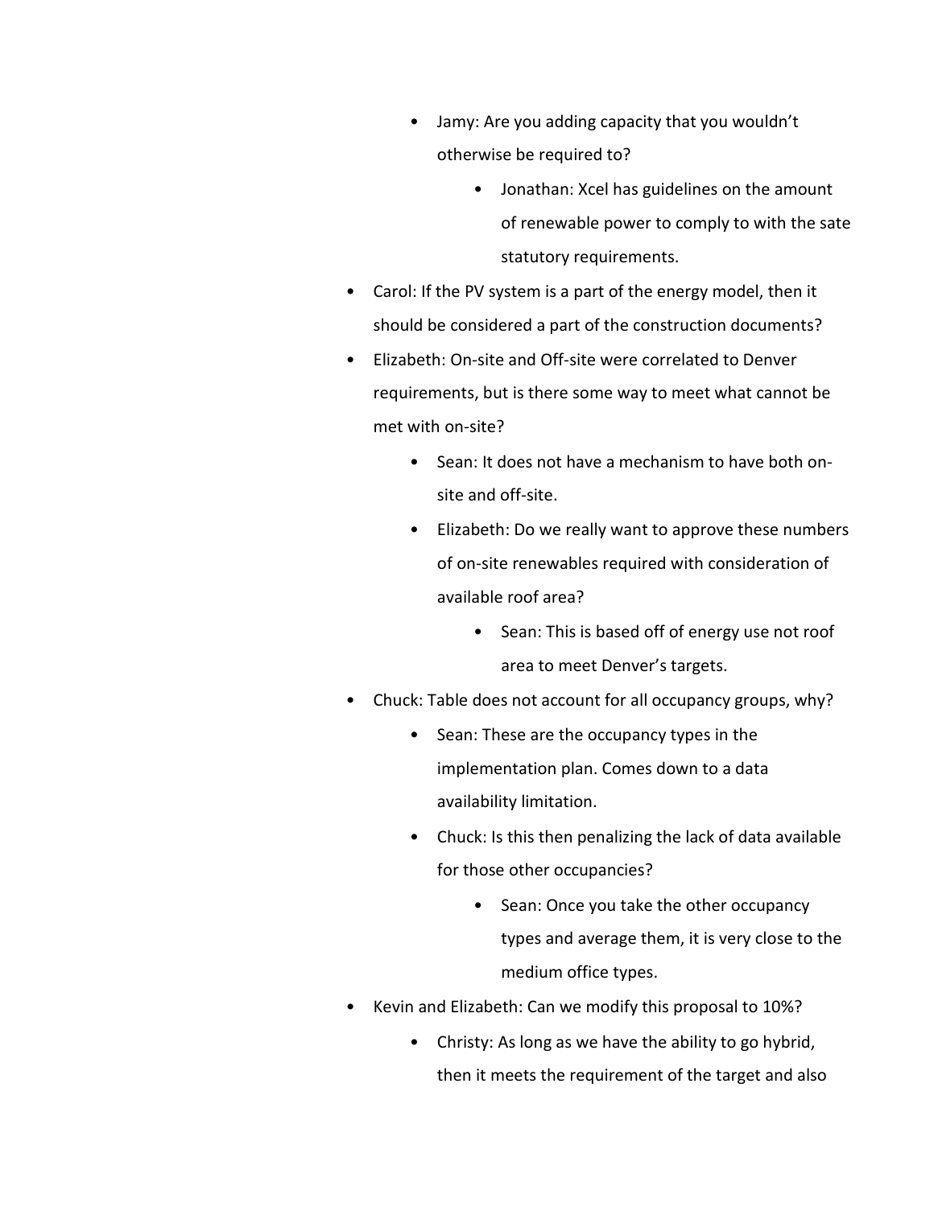- Jamy: Are you adding capacity that you wouldn't otherwise be required to?
    - Jonathan: Xcel has guidelines on the amount of renewable power to comply to with the sate statutory requirements.
- Carol: If the PV system is a part of the energy model, then it should be considered a part of the construction documents?
- Elizabeth: On-site and Off-site were correlated to Denver requirements, but is there some way to meet what cannot be met with on-site?
    - Sean: It does not have a mechanism to have both on-site and off-site.
    - Elizabeth: Do we really want to approve these numbers of on-site renewables required with consideration of available roof area?
        - Sean: This is based off of energy use not roof area to meet Denver's targets.
- Chuck: Table does not account for all occupancy groups, why?
    - Sean: These are the occupancy types in the implementation plan. Comes down to a data availability limitation.
    - Chuck: Is this then penalizing the lack of data available for those other occupancies?
        - Sean: Once you take the other occupancy types and average them, it is very close to the medium office types.
- Kevin and Elizabeth: Can we modify this proposal to 10%?
    - Christy: As long as we have the ability to go hybrid, then it meets the requirement of the target and also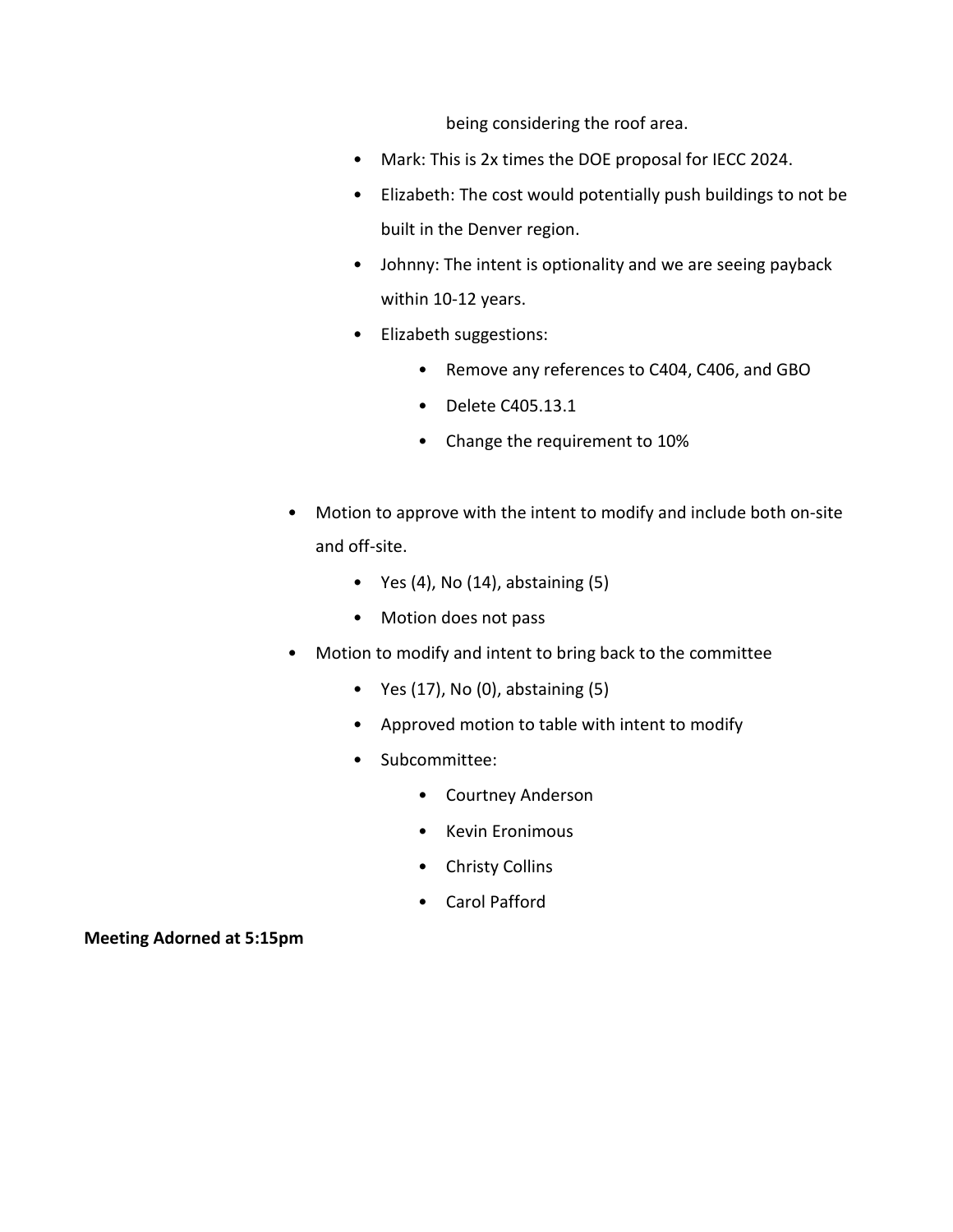being considering the roof area.

    - Mark: This is 2x times the DOE proposal for IECC 2024.
    - Elizabeth: The cost would potentially push buildings to not be built in the Denver region.
    - Johnny: The intent is optionality and we are seeing payback within 10-12 years.
    - Elizabeth suggestions:
        - Remove any references to C404, C406, and GBO
        - Delete C405.13.1
        - Change the requirement to 10%

- Motion to approve with the intent to modify and include both on-site and off-site.
    - Yes (4), No (14), abstaining (5)
    - Motion does not pass
- Motion to modify and intent to bring back to the committee
    - Yes (17), No (0), abstaining (5)
    - Approved motion to table with intent to modify
    - Subcommittee:
        - Courtney Anderson
        - Kevin Eronimous
        - Christy Collins
        - Carol Pafford

**Meeting Adorned at 5:15pm**